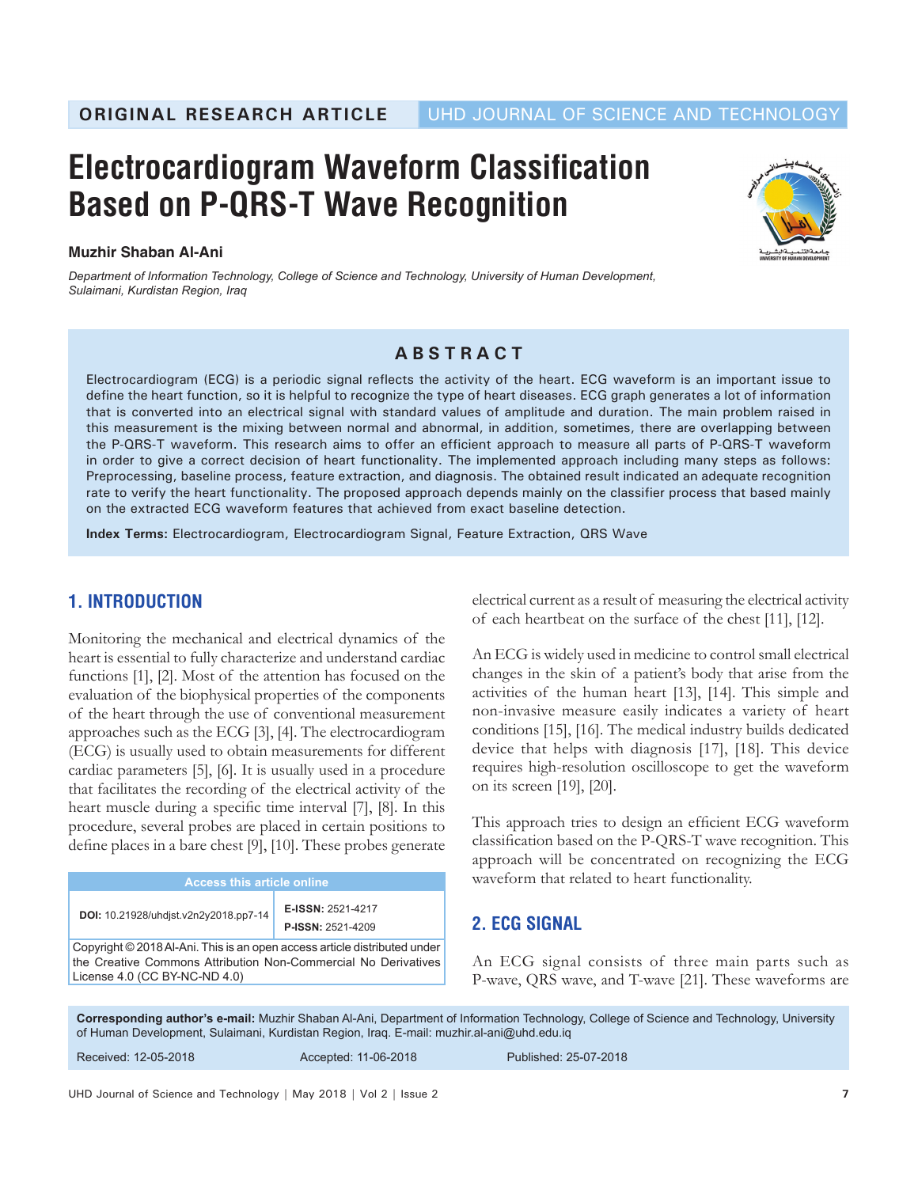ORIGINAL RESEARCH ARTICLE | UHD JOURNAL OF SCIENCE AND TECHNOLOGY

# Electrocardiogram Waveform Classification Based on P-QRS-T Wave Recognition

**Muzhir Shaban Al-Ani**

*Department of Information Technology, College of Science and Technology, University of Human Development, Sulaimani, Kurdistan Region, Iraq*

## ABSTRACT

Electrocardiogram (ECG) is a periodic signal reflects the activity of the heart. ECG waveform is an important issue to define the heart function, so it is helpful to recognize the type of heart diseases. ECG graph generates a lot of information that is converted into an electrical signal with standard values of amplitude and duration. The main problem raised in this measurement is the mixing between normal and abnormal, in addition, sometimes, there are overlapping between the P-QRS-T waveform. This research aims to offer an efficient approach to measure all parts of P-QRS-T waveform in order to give a correct decision of heart functionality. The implemented approach including many steps as follows: Preprocessing, baseline process, feature extraction, and diagnosis. The obtained result indicated an adequate recognition rate to verify the heart functionality. The proposed approach depends mainly on the classifier process that based mainly on the extracted ECG waveform features that achieved from exact baseline detection.

**Index Terms:** Electrocardiogram, Electrocardiogram Signal, Feature Extraction, QRS Wave

## 1. INTRODUCTION

Monitoring the mechanical and electrical dynamics of the heart is essential to fully characterize and understand cardiac functions [1], [2]. Most of the attention has focused on the evaluation of the biophysical properties of the components of the heart through the use of conventional measurement approaches such as the ECG [3], [4]. The electrocardiogram (ECG) is usually used to obtain measurements for different cardiac parameters [5], [6]. It is usually used in a procedure that facilitates the recording of the electrical activity of the heart muscle during a specific time interval [7], [8]. In this procedure, several probes are placed in certain positions to define places in a bare chest [9], [10]. These probes generate electrical current as a result of measuring the electrical activity of each heartbeat on the surface of the chest [11], [12].

An ECG is widely used in medicine to control small electrical changes in the skin of a patient's body that arise from the activities of the human heart [13], [14]. This simple and non-invasive measure easily indicates a variety of heart conditions [15], [16]. The medical industry builds dedicated device that helps with diagnosis [17], [18]. This device requires high-resolution oscilloscope to get the waveform on its screen [19], [20].

This approach tries to design an efficient ECG waveform classification based on the P-QRS-T wave recognition. This approach will be concentrated on recognizing the ECG waveform that related to heart functionality.

## 2. ECG SIGNAL

An ECG signal consists of three main parts such as P-wave, QRS wave, and T-wave [21]. These waveforms are

| Access this article online | |
|---|---|
| **DOI:** 10.21928/uhdjst.v2n2y2018.pp7-14 | **E-ISSN:** 2521-4217<br>**P-ISSN:** 2521-4209 |
| Copyright © 2018 Al-Ani. This is an open access article distributed under the Creative Commons Attribution Non-Commercial No Derivatives License 4.0 (CC BY-NC-ND 4.0) | |

**Corresponding author's e-mail:** Muzhir Shaban Al-Ani, Department of Information Technology, College of Science and Technology, University of Human Development, Sulaimani, Kurdistan Region, Iraq. E-mail: muzhir.al-ani@uhd.edu.iq

Received: 12-05-2018 Accepted: 11-06-2018 Published: 25-07-2018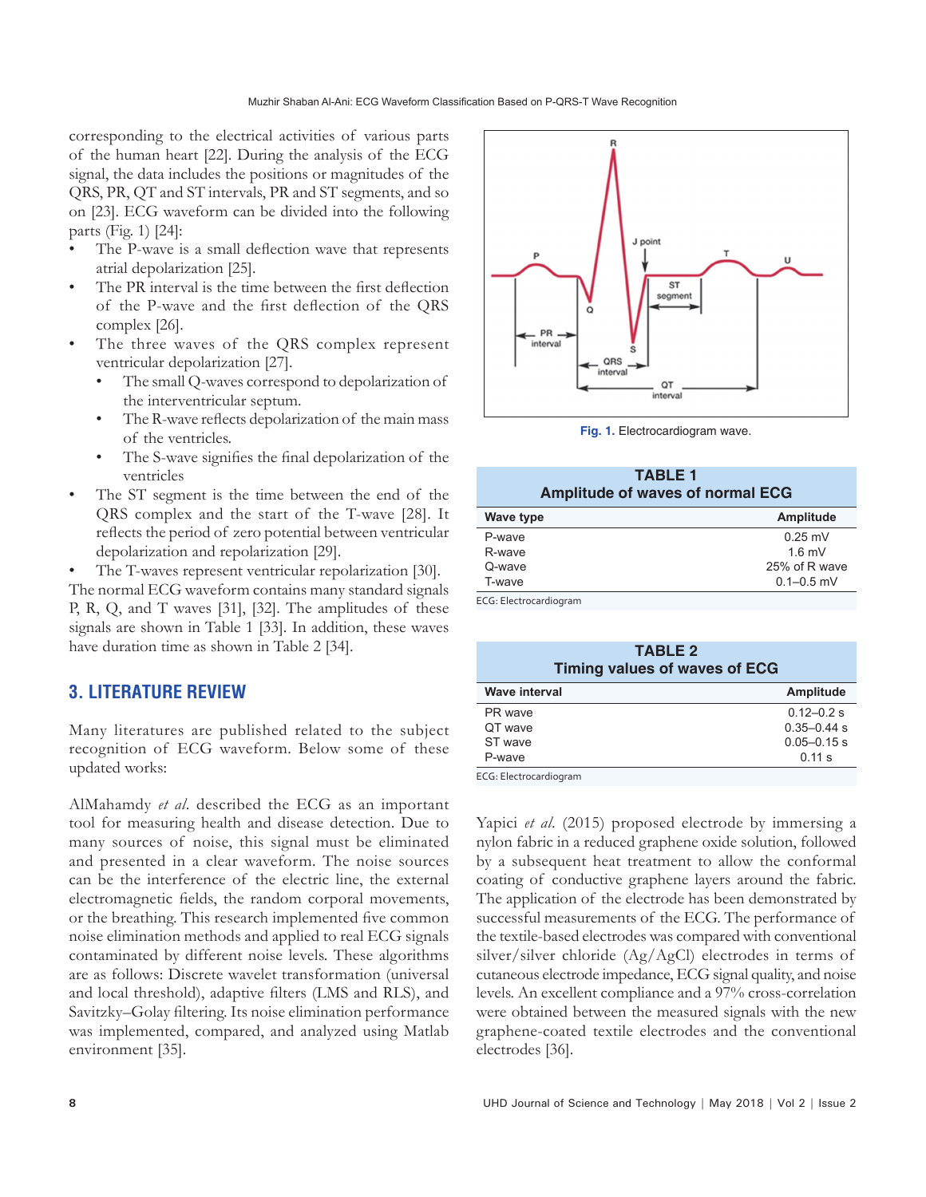corresponding to the electrical activities of various parts of the human heart [22]. During the analysis of the ECG signal, the data includes the positions or magnitudes of the QRS, PR, QT and ST intervals, PR and ST segments, and so on [23]. ECG waveform can be divided into the following parts (Fig. 1) [24]:

- The P-wave is a small deflection wave that represents atrial depolarization [25].
- The PR interval is the time between the first deflection of the P-wave and the first deflection of the QRS complex [26].
- The three waves of the QRS complex represent ventricular depolarization [27].
  - The small Q-waves correspond to depolarization of the interventricular septum.
  - The R-wave reflects depolarization of the main mass of the ventricles.
  - The S-wave signifies the final depolarization of the ventricles
- The ST segment is the time between the end of the QRS complex and the start of the T-wave [28]. It reflects the period of zero potential between ventricular depolarization and repolarization [29].
- The T-waves represent ventricular repolarization [30].

The normal ECG waveform contains many standard signals P, R, Q, and T waves [31], [32]. The amplitudes of these signals are shown in Table 1 [33]. In addition, these waves have duration time as shown in Table 2 [34].

Fig. 1. Electrocardiogram wave.

**TABLE 1**
**Amplitude of waves of normal ECG**

| Wave type | Amplitude |
|---|---|
| P-wave | 0.25 mV |
| R-wave | 1.6 mV |
| Q-wave | 25% of R wave |
| T-wave | 0.1–0.5 mV |

ECG: Electrocardiogram

**TABLE 2**
**Timing values of waves of ECG**

| Wave interval | Amplitude |
|---|---|
| PR wave | 0.12–0.2 s |
| QT wave | 0.35–0.44 s |
| ST wave | 0.05–0.15 s |
| P-wave | 0.11 s |

ECG: Electrocardiogram

## 3. LITERATURE REVIEW

Many literatures are published related to the subject recognition of ECG waveform. Below some of these updated works:

AlMahamdy *et al.* described the ECG as an important tool for measuring health and disease detection. Due to many sources of noise, this signal must be eliminated and presented in a clear waveform. The noise sources can be the interference of the electric line, the external electromagnetic fields, the random corporal movements, or the breathing. This research implemented five common noise elimination methods and applied to real ECG signals contaminated by different noise levels. These algorithms are as follows: Discrete wavelet transformation (universal and local threshold), adaptive filters (LMS and RLS), and Savitzky–Golay filtering. Its noise elimination performance was implemented, compared, and analyzed using Matlab environment [35].

Yapici *et al.* (2015) proposed electrode by immersing a nylon fabric in a reduced graphene oxide solution, followed by a subsequent heat treatment to allow the conformal coating of conductive graphene layers around the fabric. The application of the electrode has been demonstrated by successful measurements of the ECG. The performance of the textile-based electrodes was compared with conventional silver/silver chloride (Ag/AgCl) electrodes in terms of cutaneous electrode impedance, ECG signal quality, and noise levels. An excellent compliance and a 97% cross-correlation were obtained between the measured signals with the new graphene-coated textile electrodes and the conventional electrodes [36].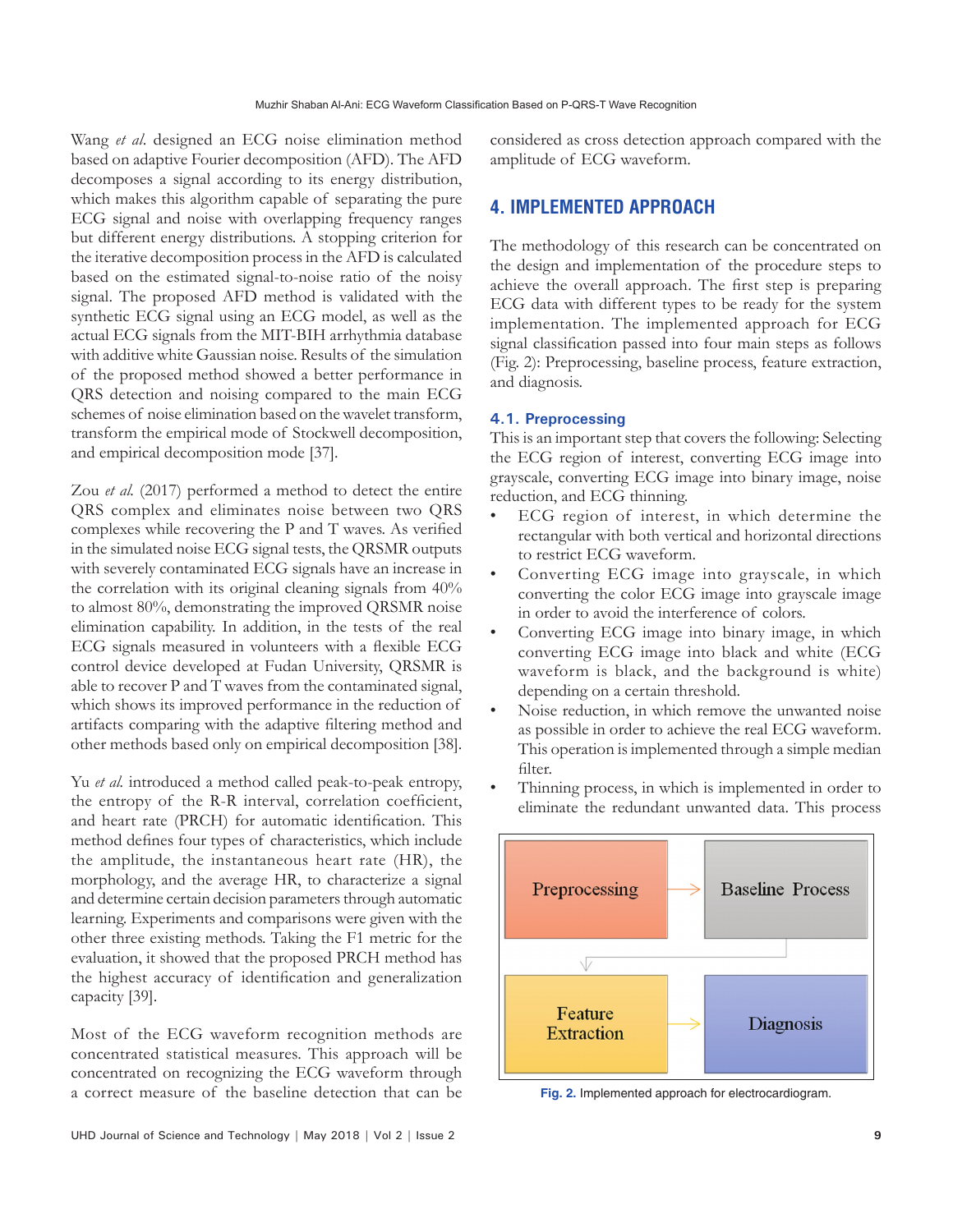Wang *et al.* designed an ECG noise elimination method based on adaptive Fourier decomposition (AFD). The AFD decomposes a signal according to its energy distribution, which makes this algorithm capable of separating the pure ECG signal and noise with overlapping frequency ranges but different energy distributions. A stopping criterion for the iterative decomposition process in the AFD is calculated based on the estimated signal-to-noise ratio of the noisy signal. The proposed AFD method is validated with the synthetic ECG signal using an ECG model, as well as the actual ECG signals from the MIT-BIH arrhythmia database with additive white Gaussian noise. Results of the simulation of the proposed method showed a better performance in QRS detection and noising compared to the main ECG schemes of noise elimination based on the wavelet transform, transform the empirical mode of Stockwell decomposition, and empirical decomposition mode [37].

Zou *et al.* (2017) performed a method to detect the entire QRS complex and eliminates noise between two QRS complexes while recovering the P and T waves. As verified in the simulated noise ECG signal tests, the QRSMR outputs with severely contaminated ECG signals have an increase in the correlation with its original cleaning signals from 40% to almost 80%, demonstrating the improved QRSMR noise elimination capability. In addition, in the tests of the real ECG signals measured in volunteers with a flexible ECG control device developed at Fudan University, QRSMR is able to recover P and T waves from the contaminated signal, which shows its improved performance in the reduction of artifacts comparing with the adaptive filtering method and other methods based only on empirical decomposition [38].

Yu *et al.* introduced a method called peak-to-peak entropy, the entropy of the R-R interval, correlation coefficient, and heart rate (PRCH) for automatic identification. This method defines four types of characteristics, which include the amplitude, the instantaneous heart rate (HR), the morphology, and the average HR, to characterize a signal and determine certain decision parameters through automatic learning. Experiments and comparisons were given with the other three existing methods. Taking the F1 metric for the evaluation, it showed that the proposed PRCH method has the highest accuracy of identification and generalization capacity [39].

Most of the ECG waveform recognition methods are concentrated statistical measures. This approach will be concentrated on recognizing the ECG waveform through a correct measure of the baseline detection that can be considered as cross detection approach compared with the amplitude of ECG waveform.

## 4. IMPLEMENTED APPROACH

The methodology of this research can be concentrated on the design and implementation of the procedure steps to achieve the overall approach. The first step is preparing ECG data with different types to be ready for the system implementation. The implemented approach for ECG signal classification passed into four main steps as follows (Fig. 2): Preprocessing, baseline process, feature extraction, and diagnosis.

### 4.1. Preprocessing

This is an important step that covers the following: Selecting the ECG region of interest, converting ECG image into grayscale, converting ECG image into binary image, noise reduction, and ECG thinning.

- ECG region of interest, in which determine the rectangular with both vertical and horizontal directions to restrict ECG waveform.
- Converting ECG image into grayscale, in which converting the color ECG image into grayscale image in order to avoid the interference of colors.
- Converting ECG image into binary image, in which converting ECG image into black and white (ECG waveform is black, and the background is white) depending on a certain threshold.
- Noise reduction, in which remove the unwanted noise as possible in order to achieve the real ECG waveform. This operation is implemented through a simple median filter.
- Thinning process, in which is implemented in order to eliminate the redundant unwanted data. This process

| Preprocessing → | Baseline Process |
| --- | --- |
| Feature Extraction → | Diagnosis |

Fig. 2. Implemented approach for electrocardiogram.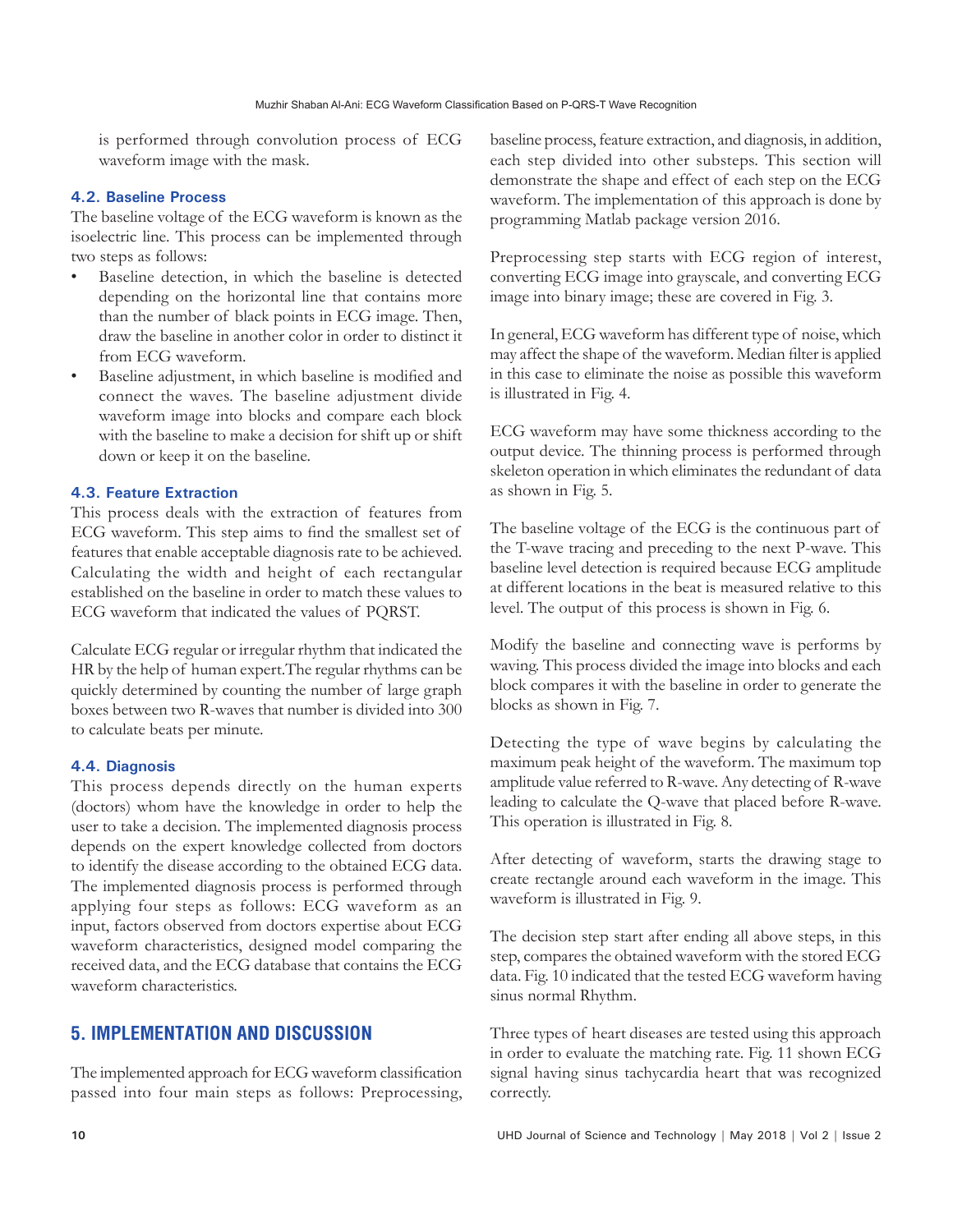is performed through convolution process of ECG waveform image with the mask.

### 4.2. Baseline Process

The baseline voltage of the ECG waveform is known as the isoelectric line. This process can be implemented through two steps as follows:

- Baseline detection, in which the baseline is detected depending on the horizontal line that contains more than the number of black points in ECG image. Then, draw the baseline in another color in order to distinct it from ECG waveform.
- Baseline adjustment, in which baseline is modified and connect the waves. The baseline adjustment divide waveform image into blocks and compare each block with the baseline to make a decision for shift up or shift down or keep it on the baseline.

### 4.3. Feature Extraction

This process deals with the extraction of features from ECG waveform. This step aims to find the smallest set of features that enable acceptable diagnosis rate to be achieved. Calculating the width and height of each rectangular established on the baseline in order to match these values to ECG waveform that indicated the values of PQRST.

Calculate ECG regular or irregular rhythm that indicated the HR by the help of human expert.The regular rhythms can be quickly determined by counting the number of large graph boxes between two R-waves that number is divided into 300 to calculate beats per minute.

### 4.4. Diagnosis

This process depends directly on the human experts (doctors) whom have the knowledge in order to help the user to take a decision. The implemented diagnosis process depends on the expert knowledge collected from doctors to identify the disease according to the obtained ECG data. The implemented diagnosis process is performed through applying four steps as follows: ECG waveform as an input, factors observed from doctors expertise about ECG waveform characteristics, designed model comparing the received data, and the ECG database that contains the ECG waveform characteristics.

## 5. IMPLEMENTATION AND DISCUSSION

The implemented approach for ECG waveform classification passed into four main steps as follows: Preprocessing, baseline process, feature extraction, and diagnosis, in addition, each step divided into other substeps. This section will demonstrate the shape and effect of each step on the ECG waveform. The implementation of this approach is done by programming Matlab package version 2016.

Preprocessing step starts with ECG region of interest, converting ECG image into grayscale, and converting ECG image into binary image; these are covered in Fig. 3.

In general, ECG waveform has different type of noise, which may affect the shape of the waveform. Median filter is applied in this case to eliminate the noise as possible this waveform is illustrated in Fig. 4.

ECG waveform may have some thickness according to the output device. The thinning process is performed through skeleton operation in which eliminates the redundant of data as shown in Fig. 5.

The baseline voltage of the ECG is the continuous part of the T-wave tracing and preceding to the next P-wave. This baseline level detection is required because ECG amplitude at different locations in the beat is measured relative to this level. The output of this process is shown in Fig. 6.

Modify the baseline and connecting wave is performs by waving. This process divided the image into blocks and each block compares it with the baseline in order to generate the blocks as shown in Fig. 7.

Detecting the type of wave begins by calculating the maximum peak height of the waveform. The maximum top amplitude value referred to R-wave. Any detecting of R-wave leading to calculate the Q-wave that placed before R-wave. This operation is illustrated in Fig. 8.

After detecting of waveform, starts the drawing stage to create rectangle around each waveform in the image. This waveform is illustrated in Fig. 9.

The decision step start after ending all above steps, in this step, compares the obtained waveform with the stored ECG data. Fig. 10 indicated that the tested ECG waveform having sinus normal Rhythm.

Three types of heart diseases are tested using this approach in order to evaluate the matching rate. Fig. 11 shown ECG signal having sinus tachycardia heart that was recognized correctly.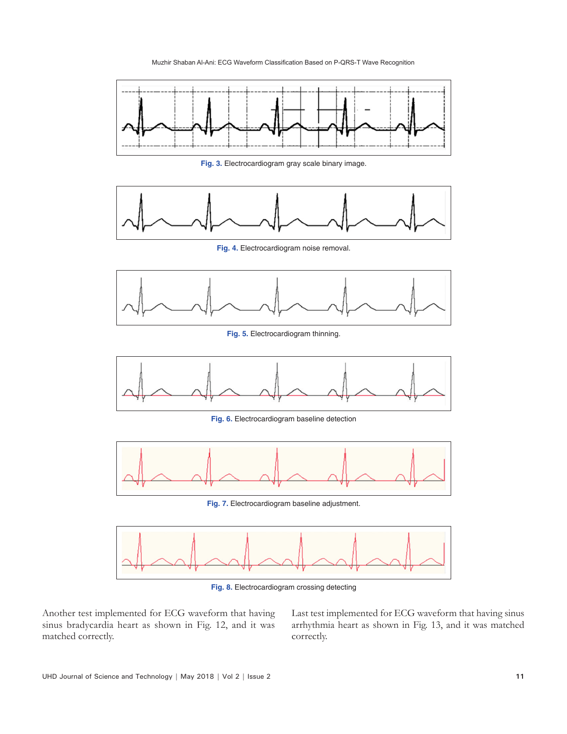Fig. 3. Electrocardiogram gray scale binary image.

Fig. 4. Electrocardiogram noise removal.

Fig. 5. Electrocardiogram thinning.

Fig. 6. Electrocardiogram baseline detection

Fig. 7. Electrocardiogram baseline adjustment.

Fig. 8. Electrocardiogram crossing detecting

Another test implemented for ECG waveform that having sinus bradycardia heart as shown in Fig. 12, and it was matched correctly.

Last test implemented for ECG waveform that having sinus arrhythmia heart as shown in Fig. 13, and it was matched correctly.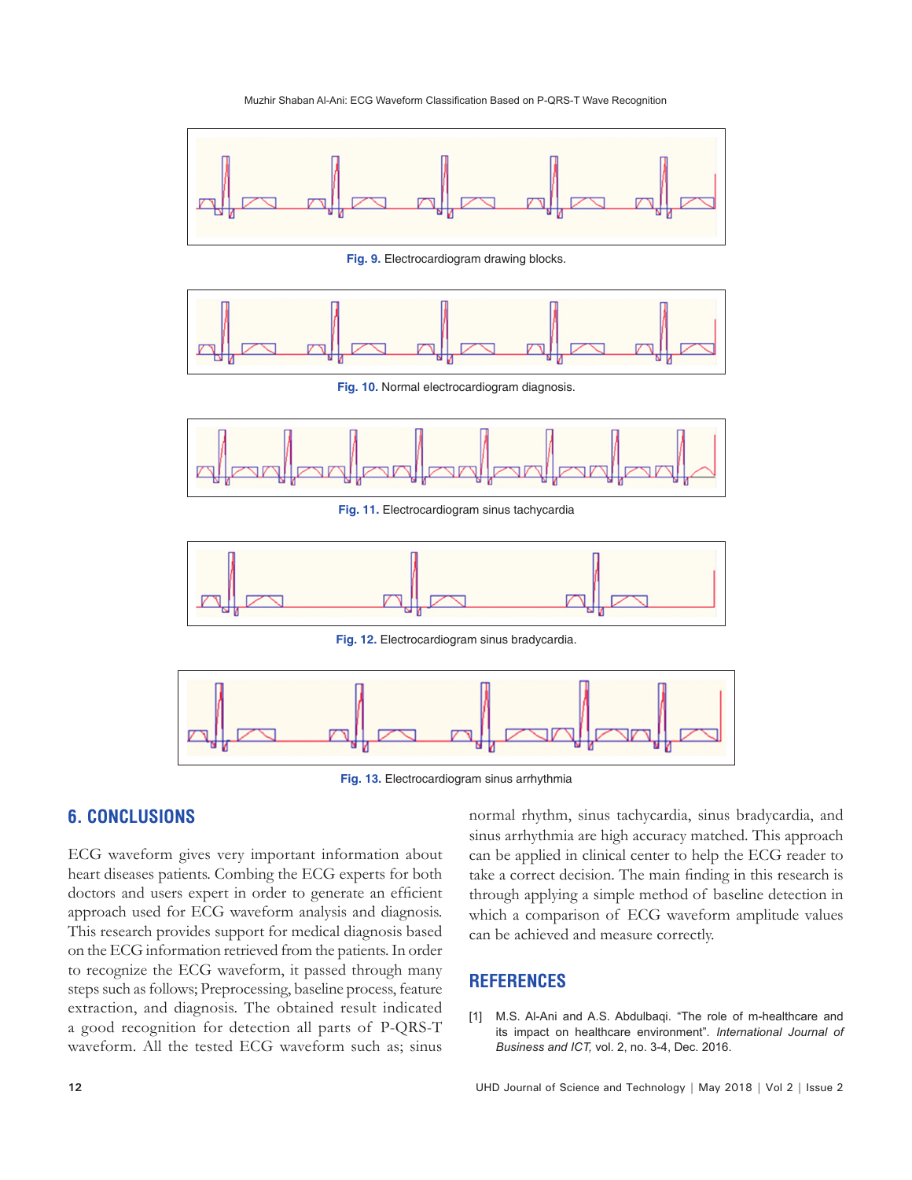Fig. 9. Electrocardiogram drawing blocks.

Fig. 10. Normal electrocardiogram diagnosis.

Fig. 11. Electrocardiogram sinus tachycardia

Fig. 12. Electrocardiogram sinus bradycardia.

Fig. 13. Electrocardiogram sinus arrhythmia

## 6. CONCLUSIONS

ECG waveform gives very important information about heart diseases patients. Combing the ECG experts for both doctors and users expert in order to generate an efficient approach used for ECG waveform analysis and diagnosis. This research provides support for medical diagnosis based on the ECG information retrieved from the patients. In order to recognize the ECG waveform, it passed through many steps such as follows; Preprocessing, baseline process, feature extraction, and diagnosis. The obtained result indicated a good recognition for detection all parts of P-QRS-T waveform. All the tested ECG waveform such as; sinus normal rhythm, sinus tachycardia, sinus bradycardia, and sinus arrhythmia are high accuracy matched. This approach can be applied in clinical center to help the ECG reader to take a correct decision. The main finding in this research is through applying a simple method of baseline detection in which a comparison of ECG waveform amplitude values can be achieved and measure correctly.

## REFERENCES

[1] M.S. Al-Ani and A.S. Abdulbaqi. "The role of m-healthcare and its impact on healthcare environment". *International Journal of Business and ICT,* vol. 2, no. 3-4, Dec. 2016.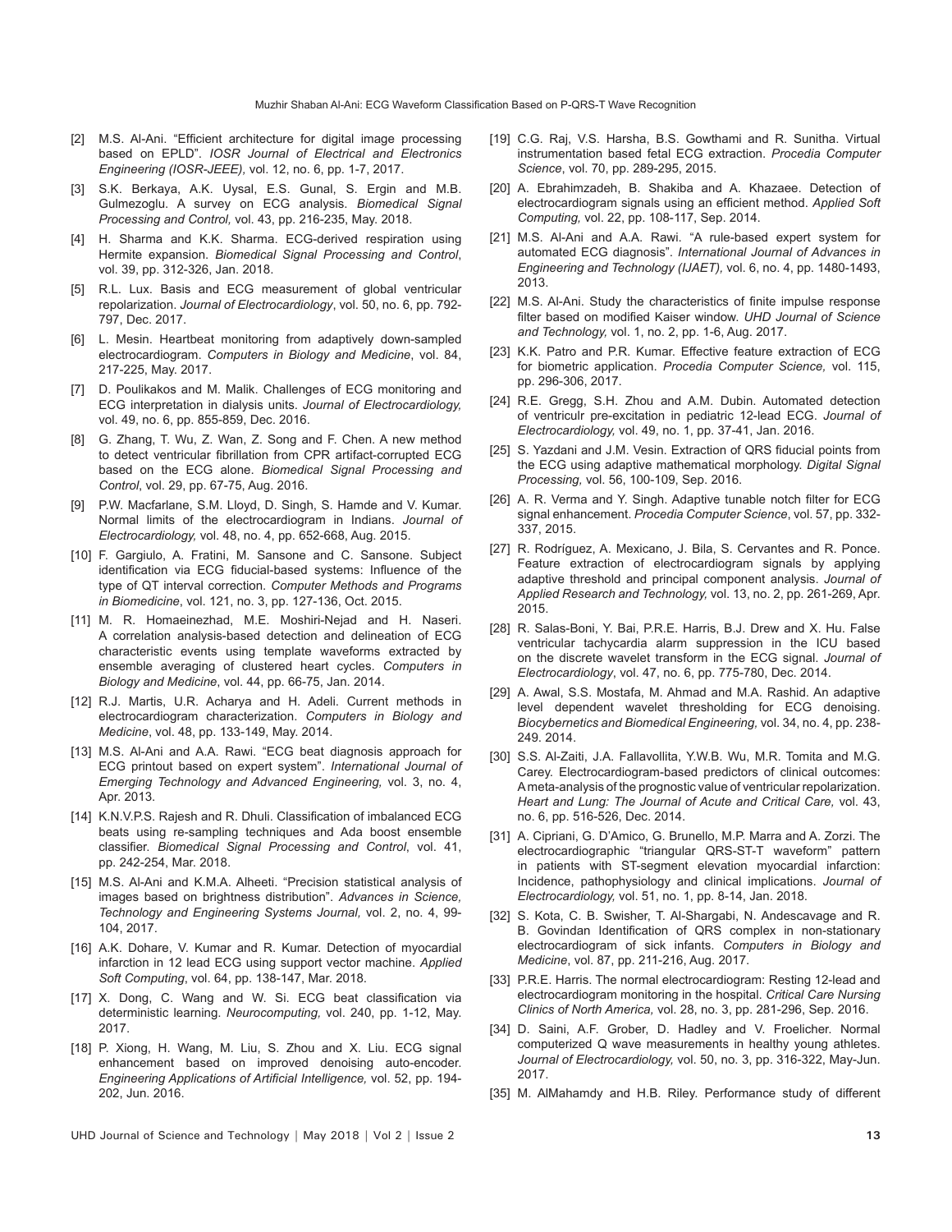[2] M.S. Al-Ani. "Efficient architecture for digital image processing based on EPLD". *IOSR Journal of Electrical and Electronics Engineering (IOSR-JEEE)*, vol. 12, no. 6, pp. 1-7, 2017.

[3] S.K. Berkaya, A.K. Uysal, E.S. Gunal, S. Ergin and M.B. Gulmezoglu. A survey on ECG analysis. *Biomedical Signal Processing and Control,* vol. 43, pp. 216-235, May. 2018.

[4] H. Sharma and K.K. Sharma. ECG-derived respiration using Hermite expansion. *Biomedical Signal Processing and Control*, vol. 39, pp. 312-326, Jan. 2018.

[5] R.L. Lux. Basis and ECG measurement of global ventricular repolarization. *Journal of Electrocardiology*, vol. 50, no. 6, pp. 792-797, Dec. 2017.

[6] L. Mesin. Heartbeat monitoring from adaptively down-sampled electrocardiogram. *Computers in Biology and Medicine*, vol. 84, 217-225, May. 2017.

[7] D. Poulikakos and M. Malik. Challenges of ECG monitoring and ECG interpretation in dialysis units. *Journal of Electrocardiology,* vol. 49, no. 6, pp. 855-859, Dec. 2016.

[8] G. Zhang, T. Wu, Z. Wan, Z. Song and F. Chen. A new method to detect ventricular fibrillation from CPR artifact-corrupted ECG based on the ECG alone. *Biomedical Signal Processing and Control*, vol. 29, pp. 67-75, Aug. 2016.

[9] P.W. Macfarlane, S.M. Lloyd, D. Singh, S. Hamde and V. Kumar. Normal limits of the electrocardiogram in Indians. *Journal of Electrocardiology,* vol. 48, no. 4, pp. 652-668, Aug. 2015.

[10] F. Gargiulo, A. Fratini, M. Sansone and C. Sansone. Subject identification via ECG fiducial-based systems: Influence of the type of QT interval correction. *Computer Methods and Programs in Biomedicine*, vol. 121, no. 3, pp. 127-136, Oct. 2015.

[11] M. R. Homaeinezhad, M.E. Moshiri-Nejad and H. Naseri. A correlation analysis-based detection and delineation of ECG characteristic events using template waveforms extracted by ensemble averaging of clustered heart cycles. *Computers in Biology and Medicine*, vol. 44, pp. 66-75, Jan. 2014.

[12] R.J. Martis, U.R. Acharya and H. Adeli. Current methods in electrocardiogram characterization. *Computers in Biology and Medicine*, vol. 48, pp. 133-149, May. 2014.

[13] M.S. Al-Ani and A.A. Rawi. "ECG beat diagnosis approach for ECG printout based on expert system". *International Journal of Emerging Technology and Advanced Engineering,* vol. 3, no. 4, Apr. 2013.

[14] K.N.V.P.S. Rajesh and R. Dhuli. Classification of imbalanced ECG beats using re-sampling techniques and Ada boost ensemble classifier. *Biomedical Signal Processing and Control*, vol. 41, pp. 242-254, Mar. 2018.

[15] M.S. Al-Ani and K.M.A. Alheeti. "Precision statistical analysis of images based on brightness distribution". *Advances in Science, Technology and Engineering Systems Journal,* vol. 2, no. 4, 99-104, 2017.

[16] A.K. Dohare, V. Kumar and R. Kumar. Detection of myocardial infarction in 12 lead ECG using support vector machine. *Applied Soft Computing*, vol. 64, pp. 138-147, Mar. 2018.

[17] X. Dong, C. Wang and W. Si. ECG beat classification via deterministic learning. *Neurocomputing,* vol. 240, pp. 1-12, May. 2017.

[18] P. Xiong, H. Wang, M. Liu, S. Zhou and X. Liu. ECG signal enhancement based on improved denoising auto-encoder. *Engineering Applications of Artificial Intelligence,* vol. 52, pp. 194-202, Jun. 2016.

[19] C.G. Raj, V.S. Harsha, B.S. Gowthami and R. Sunitha. Virtual instrumentation based fetal ECG extraction. *Procedia Computer Science*, vol. 70, pp. 289-295, 2015.

[20] A. Ebrahimzadeh, B. Shakiba and A. Khazaee. Detection of electrocardiogram signals using an efficient method. *Applied Soft Computing,* vol. 22, pp. 108-117, Sep. 2014.

[21] M.S. Al-Ani and A.A. Rawi. "A rule-based expert system for automated ECG diagnosis". *International Journal of Advances in Engineering and Technology (IJAET),* vol. 6, no. 4, pp. 1480-1493, 2013.

[22] M.S. Al-Ani. Study the characteristics of finite impulse response filter based on modified Kaiser window. *UHD Journal of Science and Technology,* vol. 1, no. 2, pp. 1-6, Aug. 2017.

[23] K.K. Patro and P.R. Kumar. Effective feature extraction of ECG for biometric application. *Procedia Computer Science,* vol. 115, pp. 296-306, 2017.

[24] R.E. Gregg, S.H. Zhou and A.M. Dubin. Automated detection of ventriculr pre-excitation in pediatric 12-lead ECG. *Journal of Electrocardiology,* vol. 49, no. 1, pp. 37-41, Jan. 2016.

[25] S. Yazdani and J.M. Vesin. Extraction of QRS fiducial points from the ECG using adaptive mathematical morphology. *Digital Signal Processing,* vol. 56, 100-109, Sep. 2016.

[26] A. R. Verma and Y. Singh. Adaptive tunable notch filter for ECG signal enhancement. *Procedia Computer Science*, vol. 57, pp. 332-337, 2015.

[27] R. Rodríguez, A. Mexicano, J. Bila, S. Cervantes and R. Ponce. Feature extraction of electrocardiogram signals by applying adaptive threshold and principal component analysis. *Journal of Applied Research and Technology,* vol. 13, no. 2, pp. 261-269, Apr. 2015.

[28] R. Salas-Boni, Y. Bai, P.R.E. Harris, B.J. Drew and X. Hu. False ventricular tachycardia alarm suppression in the ICU based on the discrete wavelet transform in the ECG signal. *Journal of Electrocardiology*, vol. 47, no. 6, pp. 775-780, Dec. 2014.

[29] A. Awal, S.S. Mostafa, M. Ahmad and M.A. Rashid. An adaptive level dependent wavelet thresholding for ECG denoising. *Biocybernetics and Biomedical Engineering,* vol. 34, no. 4, pp. 238-249. 2014.

[30] S.S. Al-Zaiti, J.A. Fallavollita, Y.W.B. Wu, M.R. Tomita and M.G. Carey. Electrocardiogram-based predictors of clinical outcomes: A meta-analysis of the prognostic value of ventricular repolarization. *Heart and Lung: The Journal of Acute and Critical Care,* vol. 43, no. 6, pp. 516-526, Dec. 2014.

[31] A. Cipriani, G. D'Amico, G. Brunello, M.P. Marra and A. Zorzi. The electrocardiographic "triangular QRS-ST-T waveform" pattern in patients with ST-segment elevation myocardial infarction: Incidence, pathophysiology and clinical implications. *Journal of Electrocardiology,* vol. 51, no. 1, pp. 8-14, Jan. 2018.

[32] S. Kota, C. B. Swisher, T. Al-Shargabi, N. Andescavage and R. B. Govindan Identification of QRS complex in non-stationary electrocardiogram of sick infants. *Computers in Biology and Medicine*, vol. 87, pp. 211-216, Aug. 2017.

[33] P.R.E. Harris. The normal electrocardiogram: Resting 12-lead and electrocardiogram monitoring in the hospital. *Critical Care Nursing Clinics of North America,* vol. 28, no. 3, pp. 281-296, Sep. 2016.

[34] D. Saini, A.F. Grober, D. Hadley and V. Froelicher. Normal computerized Q wave measurements in healthy young athletes. *Journal of Electrocardiology,* vol. 50, no. 3, pp. 316-322, May-Jun. 2017.

[35] M. AlMahamdy and H.B. Riley. Performance study of different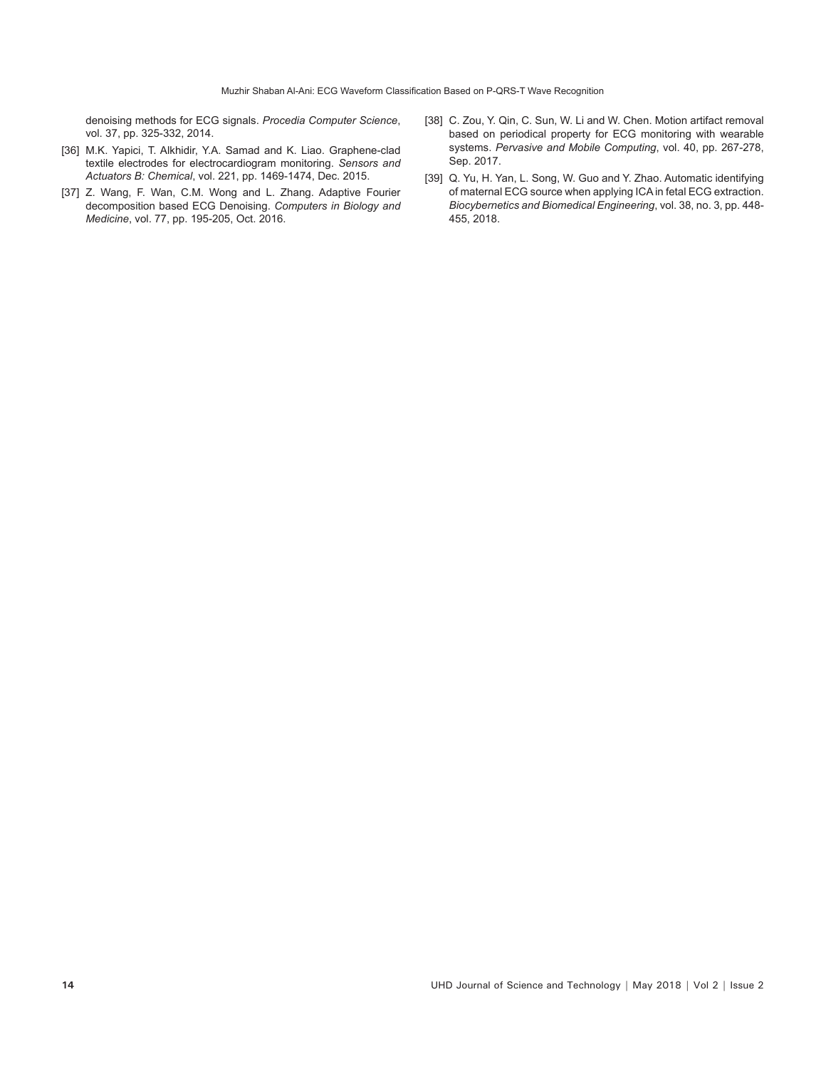denoising methods for ECG signals. *Procedia Computer Science*, vol. 37, pp. 325-332, 2014.

[36] M.K. Yapici, T. Alkhidir, Y.A. Samad and K. Liao. Graphene-clad textile electrodes for electrocardiogram monitoring. *Sensors and Actuators B: Chemical*, vol. 221, pp. 1469-1474, Dec. 2015.

[37] Z. Wang, F. Wan, C.M. Wong and L. Zhang. Adaptive Fourier decomposition based ECG Denoising. *Computers in Biology and Medicine*, vol. 77, pp. 195-205, Oct. 2016.

[38] C. Zou, Y. Qin, C. Sun, W. Li and W. Chen. Motion artifact removal based on periodical property for ECG monitoring with wearable systems. *Pervasive and Mobile Computing*, vol. 40, pp. 267-278, Sep. 2017.

[39] Q. Yu, H. Yan, L. Song, W. Guo and Y. Zhao. Automatic identifying of maternal ECG source when applying ICA in fetal ECG extraction. *Biocybernetics and Biomedical Engineering*, vol. 38, no. 3, pp. 448-455, 2018.